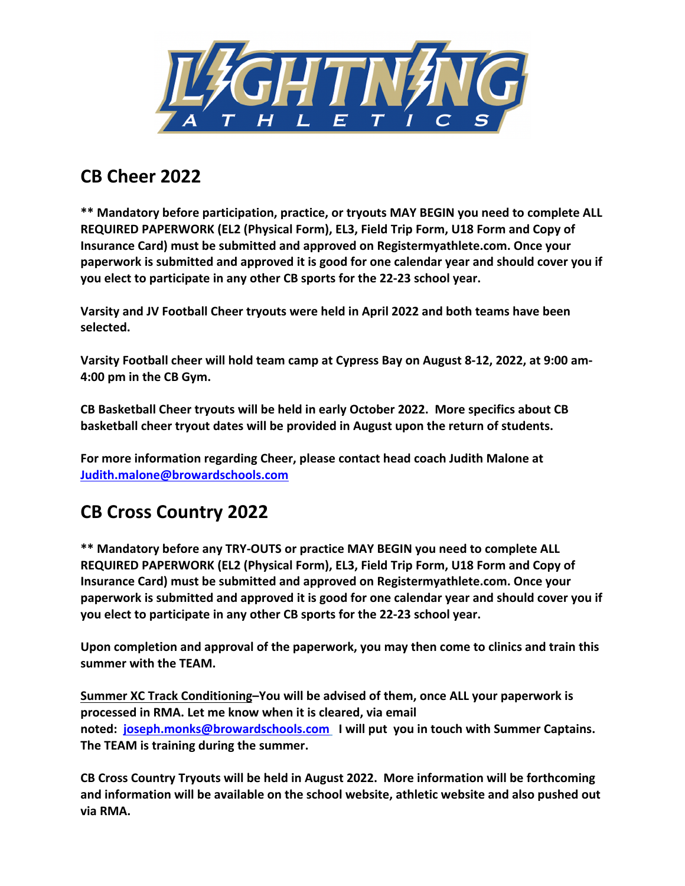## CB Cheer 2022

**** Mandatory before participation, practice, or tryouts MAY BEGIN you need to complete ALL REQUIRED PAPERWORK (EL2 (Physical Form), EL3, Field Trip Form, U18 Form and Copy of Insurance Card) must be submitted and approved on Registermyathlete.com. Once your paperwork is submitted and approved it is good for one calendar year and should cover you if you elect to participate in any other CB sports for the 22-23 school year.**

**Varsity and JV Football Cheer tryouts were held in April 2022 and both teams have been selected.**

**Varsity Football cheer will hold team camp at Cypress Bay on August 8-12, 2022, at 9:00 am-4:00 pm in the CB Gym.**

**CB Basketball Cheer tryouts will be held in early October 2022. More specifics about CB basketball cheer tryout dates will be provided in August upon the return of students.**

**For more information regarding Cheer, please contact head coach Judith Malone at [Judith.malone@browardschools.com](mailto:Judith.malone@browardschools.com)**

## CB Cross Country 2022

**** Mandatory before any TRY-OUTS or practice MAY BEGIN you need to complete ALL REQUIRED PAPERWORK (EL2 (Physical Form), EL3, Field Trip Form, U18 Form and Copy of Insurance Card) must be submitted and approved on Registermyathlete.com. Once your paperwork is submitted and approved it is good for one calendar year and should cover you if you elect to participate in any other CB sports for the 22-23 school year.**

**Upon completion and approval of the paperwork, you may then come to clinics and train this summer with the TEAM.**

**<u>Summer XC Track Conditioning</u>–You will be advised of them, once ALL your paperwork is processed in RMA. Let me know when it is cleared, via email noted: [joseph.monks@browardschools.com](mailto:joseph.monks@browardschools.com) I will put you in touch with Summer Captains. The TEAM is training during the summer.**

**CB Cross Country Tryouts will be held in August 2022. More information will be forthcoming and information will be available on the school website, athletic website and also pushed out via RMA.**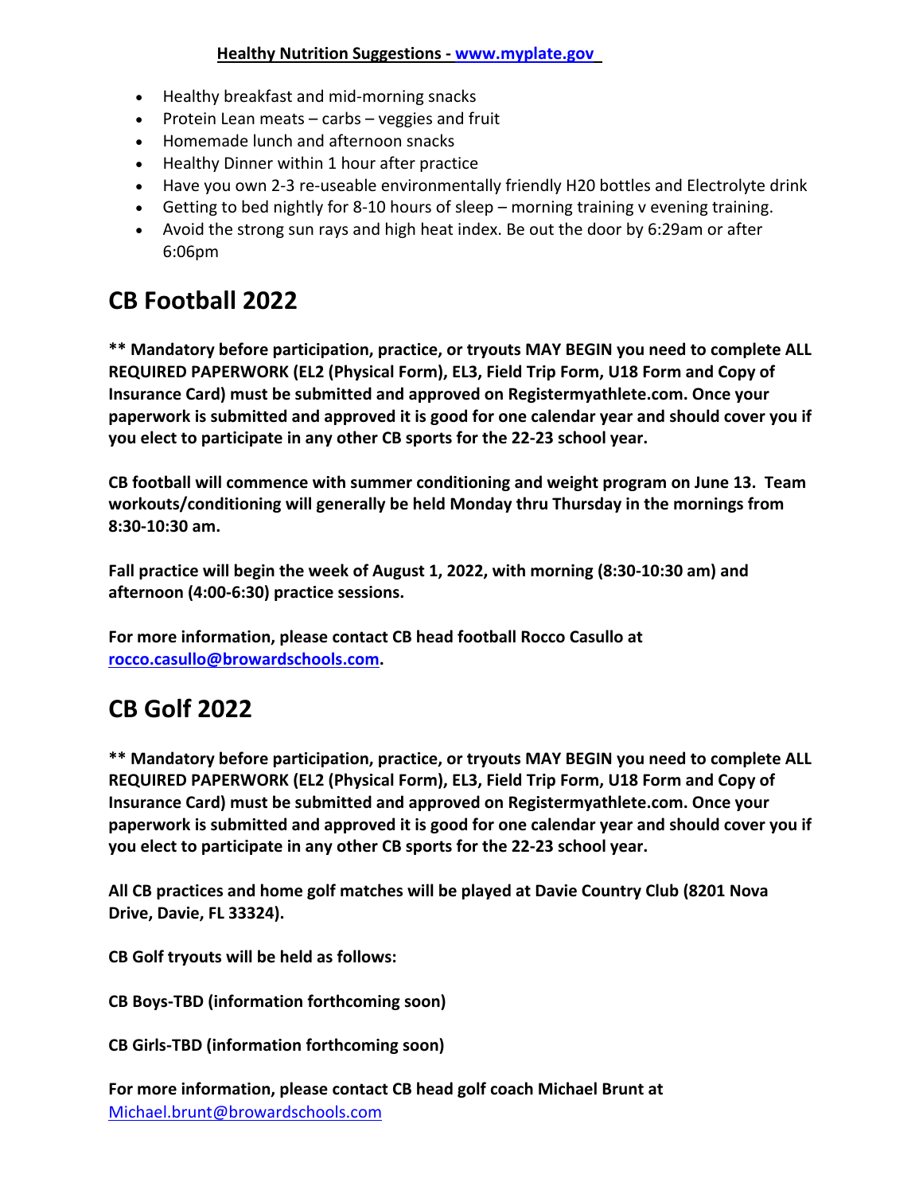**Healthy Nutrition Suggestions - [www.myplate.gov](http://www.myplate.gov)**

- Healthy breakfast and mid-morning snacks
- Protein Lean meats – carbs – veggies and fruit
- Homemade lunch and afternoon snacks
- Healthy Dinner within 1 hour after practice
- Have you own 2-3 re-useable environmentally friendly H20 bottles and Electrolyte drink
- Getting to bed nightly for 8-10 hours of sleep – morning training v evening training.
- Avoid the strong sun rays and high heat index. Be out the door by 6:29am or after 6:06pm

## CB Football 2022

**** Mandatory before participation, practice, or tryouts MAY BEGIN you need to complete ALL REQUIRED PAPERWORK (EL2 (Physical Form), EL3, Field Trip Form, U18 Form and Copy of Insurance Card) must be submitted and approved on Registermyathlete.com. Once your paperwork is submitted and approved it is good for one calendar year and should cover you if you elect to participate in any other CB sports for the 22-23 school year.**

**CB football will commence with summer conditioning and weight program on June 13. Team workouts/conditioning will generally be held Monday thru Thursday in the mornings from 8:30-10:30 am.**

**Fall practice will begin the week of August 1, 2022, with morning (8:30-10:30 am) and afternoon (4:00-6:30) practice sessions.**

**For more information, please contact CB head football Rocco Casullo at [rocco.casullo@browardschools.com](mailto:rocco.casullo@browardschools.com).**

## CB Golf 2022

**** Mandatory before participation, practice, or tryouts MAY BEGIN you need to complete ALL REQUIRED PAPERWORK (EL2 (Physical Form), EL3, Field Trip Form, U18 Form and Copy of Insurance Card) must be submitted and approved on Registermyathlete.com. Once your paperwork is submitted and approved it is good for one calendar year and should cover you if you elect to participate in any other CB sports for the 22-23 school year.**

**All CB practices and home golf matches will be played at Davie Country Club (8201 Nova Drive, Davie, FL 33324).**

**CB Golf tryouts will be held as follows:**

**CB Boys-TBD (information forthcoming soon)**

**CB Girls-TBD (information forthcoming soon)**

**For more information, please contact CB head golf coach Michael Brunt at** [Michael.brunt@browardschools.com](mailto:Michael.brunt@browardschools.com)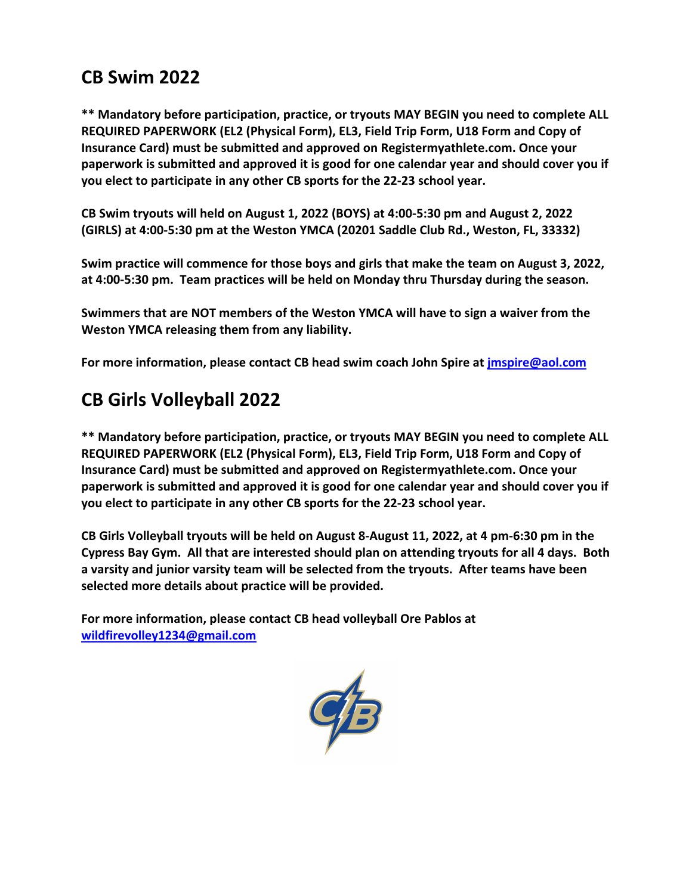## CB Swim 2022

**** Mandatory before participation, practice, or tryouts MAY BEGIN you need to complete ALL REQUIRED PAPERWORK (EL2 (Physical Form), EL3, Field Trip Form, U18 Form and Copy of Insurance Card) must be submitted and approved on Registermyathlete.com. Once your paperwork is submitted and approved it is good for one calendar year and should cover you if you elect to participate in any other CB sports for the 22-23 school year.**

**CB Swim tryouts will held on August 1, 2022 (BOYS) at 4:00-5:30 pm and August 2, 2022 (GIRLS) at 4:00-5:30 pm at the Weston YMCA (20201 Saddle Club Rd., Weston, FL, 33332)**

**Swim practice will commence for those boys and girls that make the team on August 3, 2022, at 4:00-5:30 pm. Team practices will be held on Monday thru Thursday during the season.**

**Swimmers that are NOT members of the Weston YMCA will have to sign a waiver from the Weston YMCA releasing them from any liability.**

**For more information, please contact CB head swim coach John Spire at [jmspire@aol.com](mailto:jmspire@aol.com)**

## CB Girls Volleyball 2022

**** Mandatory before participation, practice, or tryouts MAY BEGIN you need to complete ALL REQUIRED PAPERWORK (EL2 (Physical Form), EL3, Field Trip Form, U18 Form and Copy of Insurance Card) must be submitted and approved on Registermyathlete.com. Once your paperwork is submitted and approved it is good for one calendar year and should cover you if you elect to participate in any other CB sports for the 22-23 school year.**

**CB Girls Volleyball tryouts will be held on August 8-August 11, 2022, at 4 pm-6:30 pm in the Cypress Bay Gym. All that are interested should plan on attending tryouts for all 4 days. Both a varsity and junior varsity team will be selected from the tryouts. After teams have been selected more details about practice will be provided.**

**For more information, please contact CB head volleyball Ore Pablos at [wildfirevolley1234@gmail.com](mailto:wildfirevolley1234@gmail.com)**